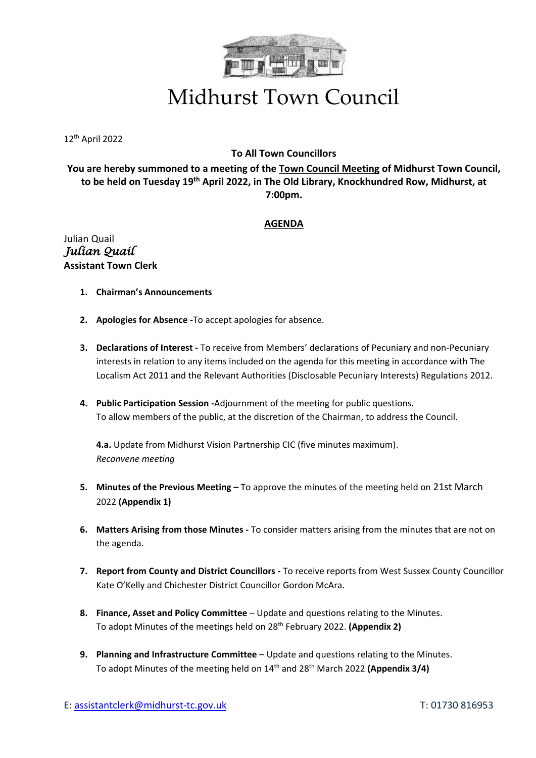# Midhurst Town Council

12th April 2022

**To All Town Councillors**

**You are hereby summoned to a meeting of the Town Council Meeting of Midhurst Town Council, to be held on Tuesday 19th April 2022, in The Old Library, Knockhundred Row, Midhurst, at 7:00pm.**

## AGENDA

Julian Quail
*Julian Quail*
**Assistant Town Clerk**

1. **Chairman's Announcements**

2. **Apologies for Absence -**To accept apologies for absence.

3. **Declarations of Interest -** To receive from Members' declarations of Pecuniary and non-Pecuniary interests in relation to any items included on the agenda for this meeting in accordance with The Localism Act 2011 and the Relevant Authorities (Disclosable Pecuniary Interests) Regulations 2012.

4. **Public Participation Session -**Adjournment of the meeting for public questions.
   To allow members of the public, at the discretion of the Chairman, to address the Council.

   **4.a.** Update from Midhurst Vision Partnership CIC (five minutes maximum).
   *Reconvene meeting*

5. **Minutes of the Previous Meeting –** To approve the minutes of the meeting held on 21st March 2022 **(Appendix 1)**

6. **Matters Arising from those Minutes -** To consider matters arising from the minutes that are not on the agenda.

7. **Report from County and District Councillors -** To receive reports from West Sussex County Councillor Kate O'Kelly and Chichester District Councillor Gordon McAra.

8. **Finance, Asset and Policy Committee** – Update and questions relating to the Minutes.
   To adopt Minutes of the meetings held on 28th February 2022. **(Appendix 2)**

9. **Planning and Infrastructure Committee** – Update and questions relating to the Minutes.
   To adopt Minutes of the meeting held on 14th and 28th March 2022 **(Appendix 3/4)**

E: assistantclerk@midhurst-tc.gov.uk T: 01730 816953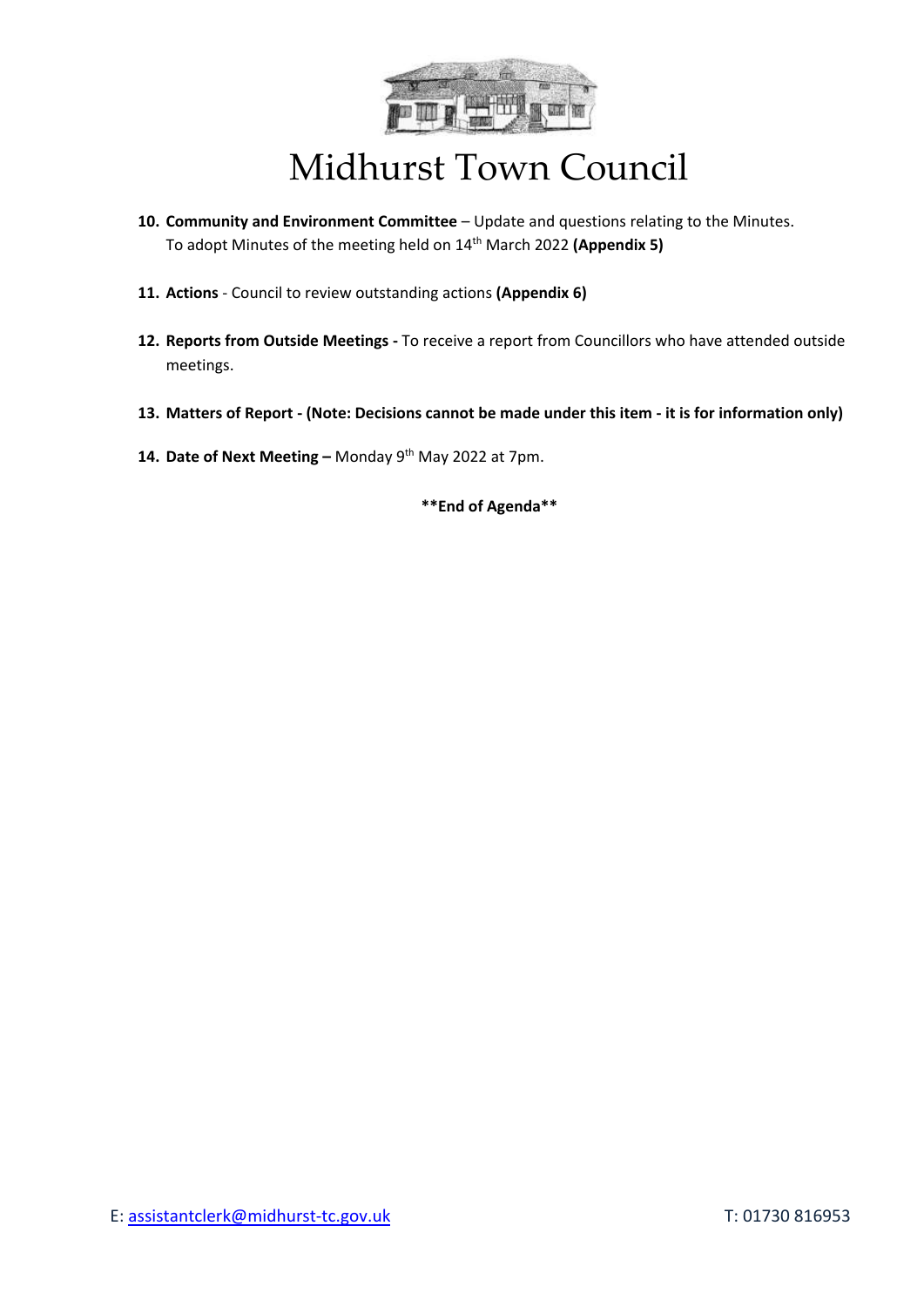# Midhurst Town Council

10. **Community and Environment Committee** – Update and questions relating to the Minutes. To adopt Minutes of the meeting held on 14th March 2022 **(Appendix 5)**

11. **Actions** - Council to review outstanding actions **(Appendix 6)**

12. **Reports from Outside Meetings -** To receive a report from Councillors who have attended outside meetings.

13. **Matters of Report - (Note: Decisions cannot be made under this item - it is for information only)**

14. **Date of Next Meeting –** Monday 9th May 2022 at 7pm.

**\*\*End of Agenda\*\***

E: assistantclerk@midhurst-tc.gov.uk T: 01730 816953